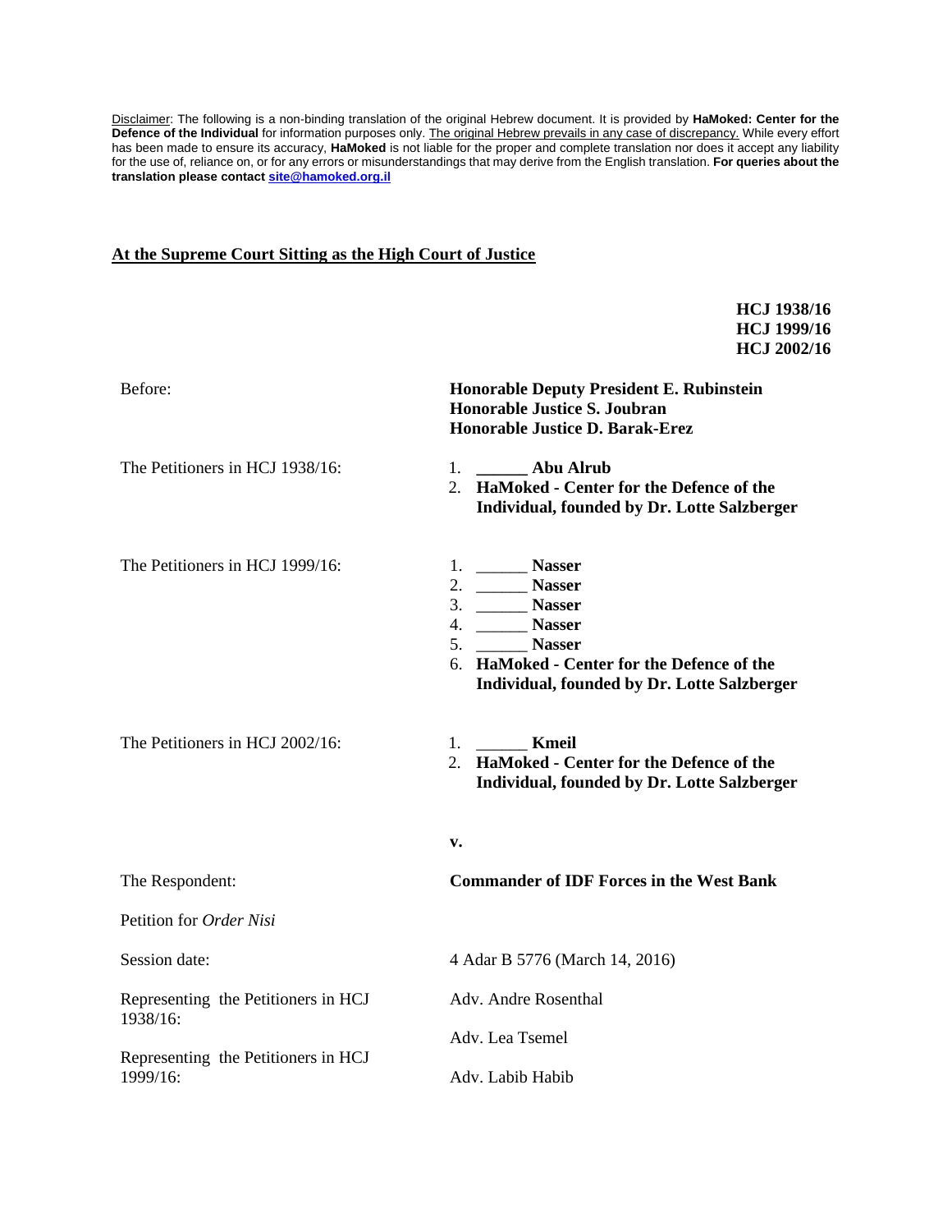Disclaimer: The following is a non-binding translation of the original Hebrew document. It is provided by **HaMoked: Center for the Defence of the Individual** for information purposes only. The original Hebrew prevails in any case of discrepancy. While every effort has been made to ensure its accuracy, **HaMoked** is not liable for the proper and complete translation nor does it accept any liability for the use of, reliance on, or for any errors or misunderstandings that may derive from the English translation. **For queries about the translation please contact site@hamoked.org.il**

**At the Supreme Court Sitting as the High Court of Justice**

**HCJ 1938/16**
**HCJ 1999/16**
**HCJ 2002/16**

Before: **Honorable Deputy President E. Rubinstein**
**Honorable Justice S. Joubran**
**Honorable Justice D. Barak-Erez**

The Petitioners in HCJ 1938/16:

1. **______ Abu Alrub**
2. **HaMoked - Center for the Defence of the Individual, founded by Dr. Lotte Salzberger**

The Petitioners in HCJ 1999/16:

1. ______ **Nasser**
2. ______ **Nasser**
3. ______ **Nasser**
4. ______ **Nasser**
5. ______ **Nasser**
6. **HaMoked - Center for the Defence of the Individual, founded by Dr. Lotte Salzberger**

The Petitioners in HCJ 2002/16:

1. ______ **Kmeil**
2. **HaMoked - Center for the Defence of the Individual, founded by Dr. Lotte Salzberger**

**v.**

The Respondent: **Commander of IDF Forces in the West Bank**

Petition for *Order Nisi*

Session date: 4 Adar B 5776 (March 14, 2016)

Representing the Petitioners in HCJ 1938/16: Adv. Andre Rosenthal

Representing the Petitioners in HCJ 1999/16: Adv. Lea Tsemel

Adv. Labib Habib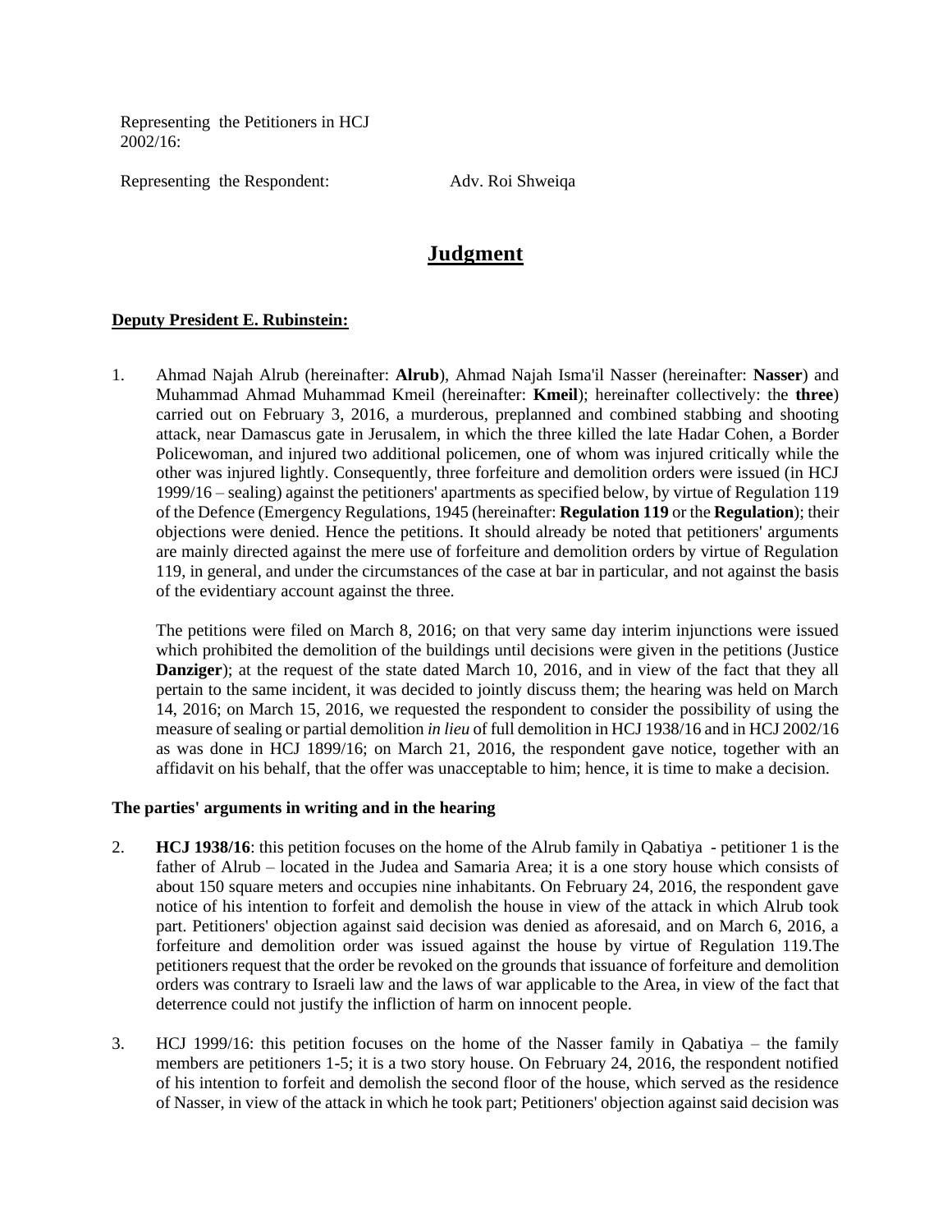Representing the Petitioners in HCJ 2002/16:

Representing the Respondent: Adv. Roi Shweiqa

# Judgment

**Deputy President E. Rubinstein:**

1. Ahmad Najah Alrub (hereinafter: **Alrub**), Ahmad Najah Isma'il Nasser (hereinafter: **Nasser**) and Muhammad Ahmad Muhammad Kmeil (hereinafter: **Kmeil**); hereinafter collectively: the **three**) carried out on February 3, 2016, a murderous, preplanned and combined stabbing and shooting attack, near Damascus gate in Jerusalem, in which the three killed the late Hadar Cohen, a Border Policewoman, and injured two additional policemen, one of whom was injured critically while the other was injured lightly. Consequently, three forfeiture and demolition orders were issued (in HCJ 1999/16 – sealing) against the petitioners' apartments as specified below, by virtue of Regulation 119 of the Defence (Emergency Regulations, 1945 (hereinafter: **Regulation 119** or the **Regulation**); their objections were denied. Hence the petitions. It should already be noted that petitioners' arguments are mainly directed against the mere use of forfeiture and demolition orders by virtue of Regulation 119, in general, and under the circumstances of the case at bar in particular, and not against the basis of the evidentiary account against the three.

   The petitions were filed on March 8, 2016; on that very same day interim injunctions were issued which prohibited the demolition of the buildings until decisions were given in the petitions (Justice **Danziger**); at the request of the state dated March 10, 2016, and in view of the fact that they all pertain to the same incident, it was decided to jointly discuss them; the hearing was held on March 14, 2016; on March 15, 2016, we requested the respondent to consider the possibility of using the measure of sealing or partial demolition *in lieu* of full demolition in HCJ 1938/16 and in HCJ 2002/16 as was done in HCJ 1899/16; on March 21, 2016, the respondent gave notice, together with an affidavit on his behalf, that the offer was unacceptable to him; hence, it is time to make a decision.

**The parties' arguments in writing and in the hearing**

2. **HCJ 1938/16**: this petition focuses on the home of the Alrub family in Qabatiya - petitioner 1 is the father of Alrub – located in the Judea and Samaria Area; it is a one story house which consists of about 150 square meters and occupies nine inhabitants. On February 24, 2016, the respondent gave notice of his intention to forfeit and demolish the house in view of the attack in which Alrub took part. Petitioners' objection against said decision was denied as aforesaid, and on March 6, 2016, a forfeiture and demolition order was issued against the house by virtue of Regulation 119.The petitioners request that the order be revoked on the grounds that issuance of forfeiture and demolition orders was contrary to Israeli law and the laws of war applicable to the Area, in view of the fact that deterrence could not justify the infliction of harm on innocent people.

3. HCJ 1999/16: this petition focuses on the home of the Nasser family in Qabatiya – the family members are petitioners 1-5; it is a two story house. On February 24, 2016, the respondent notified of his intention to forfeit and demolish the second floor of the house, which served as the residence of Nasser, in view of the attack in which he took part; Petitioners' objection against said decision was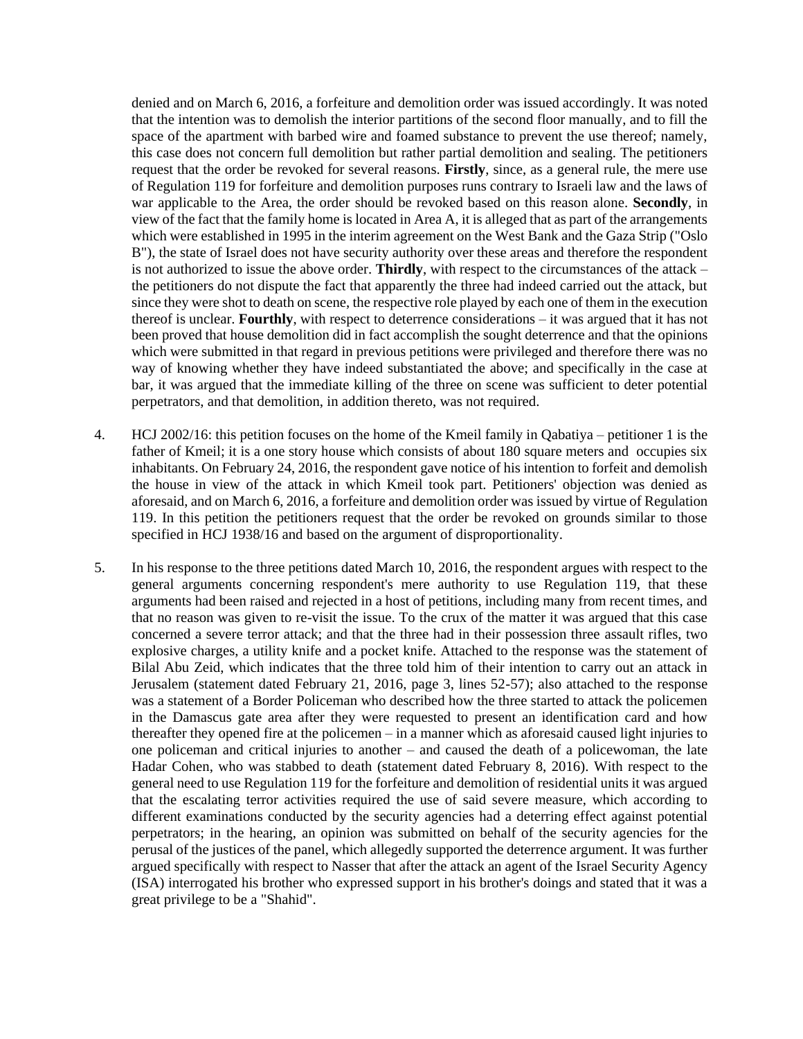denied and on March 6, 2016, a forfeiture and demolition order was issued accordingly. It was noted that the intention was to demolish the interior partitions of the second floor manually, and to fill the space of the apartment with barbed wire and foamed substance to prevent the use thereof; namely, this case does not concern full demolition but rather partial demolition and sealing. The petitioners request that the order be revoked for several reasons. **Firstly**, since, as a general rule, the mere use of Regulation 119 for forfeiture and demolition purposes runs contrary to Israeli law and the laws of war applicable to the Area, the order should be revoked based on this reason alone. **Secondly**, in view of the fact that the family home is located in Area A, it is alleged that as part of the arrangements which were established in 1995 in the interim agreement on the West Bank and the Gaza Strip ("Oslo B"), the state of Israel does not have security authority over these areas and therefore the respondent is not authorized to issue the above order. **Thirdly**, with respect to the circumstances of the attack – the petitioners do not dispute the fact that apparently the three had indeed carried out the attack, but since they were shot to death on scene, the respective role played by each one of them in the execution thereof is unclear. **Fourthly**, with respect to deterrence considerations – it was argued that it has not been proved that house demolition did in fact accomplish the sought deterrence and that the opinions which were submitted in that regard in previous petitions were privileged and therefore there was no way of knowing whether they have indeed substantiated the above; and specifically in the case at bar, it was argued that the immediate killing of the three on scene was sufficient to deter potential perpetrators, and that demolition, in addition thereto, was not required.

4. HCJ 2002/16: this petition focuses on the home of the Kmeil family in Qabatiya – petitioner 1 is the father of Kmeil; it is a one story house which consists of about 180 square meters and occupies six inhabitants. On February 24, 2016, the respondent gave notice of his intention to forfeit and demolish the house in view of the attack in which Kmeil took part. Petitioners' objection was denied as aforesaid, and on March 6, 2016, a forfeiture and demolition order was issued by virtue of Regulation 119. In this petition the petitioners request that the order be revoked on grounds similar to those specified in HCJ 1938/16 and based on the argument of disproportionality.

5. In his response to the three petitions dated March 10, 2016, the respondent argues with respect to the general arguments concerning respondent's mere authority to use Regulation 119, that these arguments had been raised and rejected in a host of petitions, including many from recent times, and that no reason was given to re-visit the issue. To the crux of the matter it was argued that this case concerned a severe terror attack; and that the three had in their possession three assault rifles, two explosive charges, a utility knife and a pocket knife. Attached to the response was the statement of Bilal Abu Zeid, which indicates that the three told him of their intention to carry out an attack in Jerusalem (statement dated February 21, 2016, page 3, lines 52-57); also attached to the response was a statement of a Border Policeman who described how the three started to attack the policemen in the Damascus gate area after they were requested to present an identification card and how thereafter they opened fire at the policemen – in a manner which as aforesaid caused light injuries to one policeman and critical injuries to another – and caused the death of a policewoman, the late Hadar Cohen, who was stabbed to death (statement dated February 8, 2016). With respect to the general need to use Regulation 119 for the forfeiture and demolition of residential units it was argued that the escalating terror activities required the use of said severe measure, which according to different examinations conducted by the security agencies had a deterring effect against potential perpetrators; in the hearing, an opinion was submitted on behalf of the security agencies for the perusal of the justices of the panel, which allegedly supported the deterrence argument. It was further argued specifically with respect to Nasser that after the attack an agent of the Israel Security Agency (ISA) interrogated his brother who expressed support in his brother's doings and stated that it was a great privilege to be a "Shahid".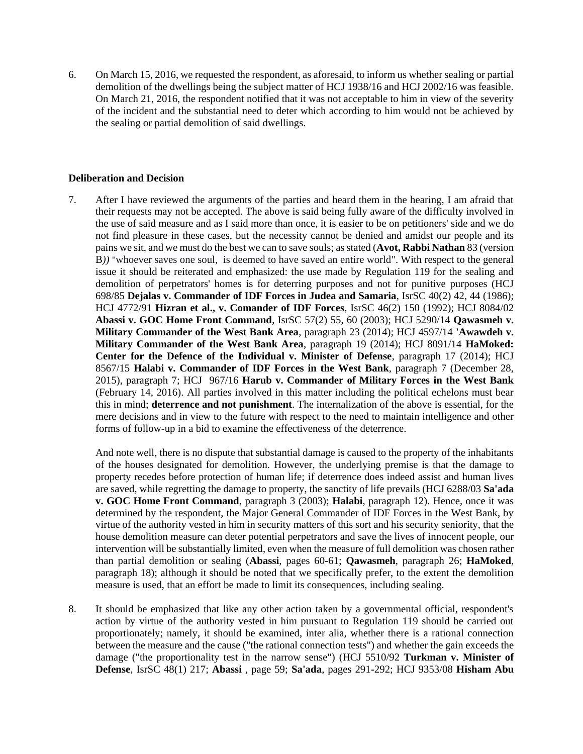6. On March 15, 2016, we requested the respondent, as aforesaid, to inform us whether sealing or partial demolition of the dwellings being the subject matter of HCJ 1938/16 and HCJ 2002/16 was feasible. On March 21, 2016, the respondent notified that it was not acceptable to him in view of the severity of the incident and the substantial need to deter which according to him would not be achieved by the sealing or partial demolition of said dwellings.

**Deliberation and Decision**

7. After I have reviewed the arguments of the parties and heard them in the hearing, I am afraid that their requests may not be accepted. The above is said being fully aware of the difficulty involved in the use of said measure and as I said more than once, it is easier to be on petitioners' side and we do not find pleasure in these cases, but the necessity cannot be denied and amidst our people and its pains we sit, and we must do the best we can to save souls; as stated (**Avot, Rabbi Nathan** 83 (version B*))* "whoever saves one soul, is deemed to have saved an entire world". With respect to the general issue it should be reiterated and emphasized: the use made by Regulation 119 for the sealing and demolition of perpetrators' homes is for deterring purposes and not for punitive purposes (HCJ 698/85 **Dejalas v. Commander of IDF Forces in Judea and Samaria**, IsrSC 40(2) 42, 44 (1986); HCJ 4772/91 **Hizran et al., v. Comander of IDF Forces**, IsrSC 46(2) 150 (1992); HCJ 8084/02 **Abassi v. GOC Home Front Command**, IsrSC 57(2) 55, 60 (2003); HCJ 5290/14 **Qawasmeh v. Military Commander of the West Bank Area**, paragraph 23 (2014); HCJ 4597/14 **'Awawdeh v. Military Commander of the West Bank Area**, paragraph 19 (2014); HCJ 8091/14 **HaMoked: Center for the Defence of the Individual v. Minister of Defense**, paragraph 17 (2014); HCJ 8567/15 **Halabi v. Commander of IDF Forces in the West Bank**, paragraph 7 (December 28, 2015), paragraph 7; HCJ 967/16 **Harub v. Commander of Military Forces in the West Bank** (February 14, 2016). All parties involved in this matter including the political echelons must bear this in mind; **deterrence and not punishment**. The internalization of the above is essential, for the mere decisions and in view to the future with respect to the need to maintain intelligence and other forms of follow-up in a bid to examine the effectiveness of the deterrence.

   And note well, there is no dispute that substantial damage is caused to the property of the inhabitants of the houses designated for demolition. However, the underlying premise is that the damage to property recedes before protection of human life; if deterrence does indeed assist and human lives are saved, while regretting the damage to property, the sanctity of life prevails (HCJ 6288/03 **Sa'ada v. GOC Home Front Command**, paragraph 3 (2003); **Halabi**, paragraph 12). Hence, once it was determined by the respondent, the Major General Commander of IDF Forces in the West Bank, by virtue of the authority vested in him in security matters of this sort and his security seniority, that the house demolition measure can deter potential perpetrators and save the lives of innocent people, our intervention will be substantially limited, even when the measure of full demolition was chosen rather than partial demolition or sealing (**Abassi**, pages 60-61; **Qawasmeh**, paragraph 26; **HaMoked**, paragraph 18); although it should be noted that we specifically prefer, to the extent the demolition measure is used, that an effort be made to limit its consequences, including sealing.

8. It should be emphasized that like any other action taken by a governmental official, respondent's action by virtue of the authority vested in him pursuant to Regulation 119 should be carried out proportionately; namely, it should be examined, inter alia, whether there is a rational connection between the measure and the cause ("the rational connection tests") and whether the gain exceeds the damage ("the proportionality test in the narrow sense") (HCJ 5510/92 **Turkman v. Minister of Defense**, IsrSC 48(1) 217; **Abassi** , page 59; **Sa'ada**, pages 291-292; HCJ 9353/08 **Hisham Abu**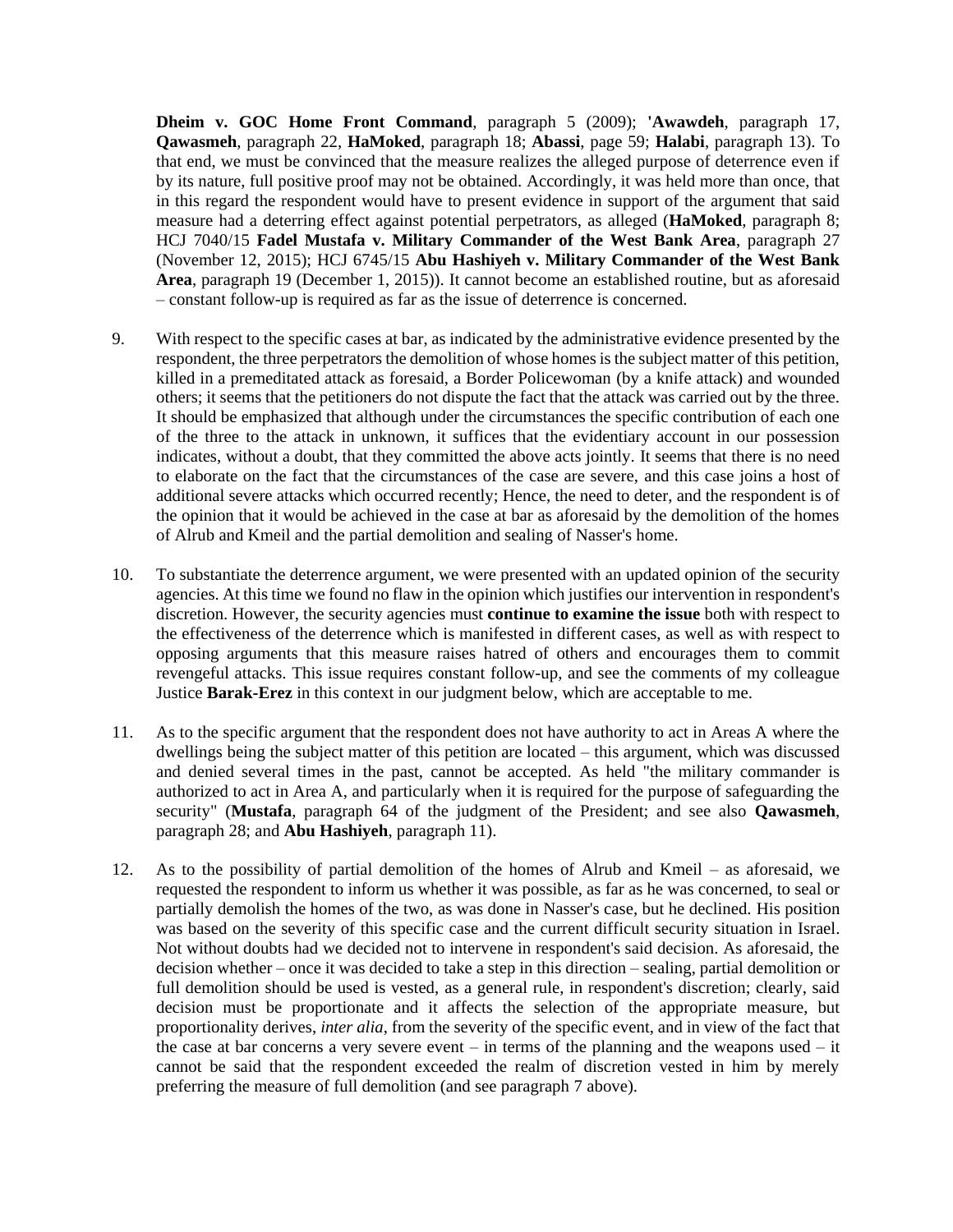**Dheim v. GOC Home Front Command**, paragraph 5 (2009); **'Awawdeh**, paragraph 17, **Qawasmeh**, paragraph 22, **HaMoked**, paragraph 18; **Abassi**, page 59; **Halabi**, paragraph 13). To that end, we must be convinced that the measure realizes the alleged purpose of deterrence even if by its nature, full positive proof may not be obtained. Accordingly, it was held more than once, that in this regard the respondent would have to present evidence in support of the argument that said measure had a deterring effect against potential perpetrators, as alleged (**HaMoked**, paragraph 8; HCJ 7040/15 **Fadel Mustafa v. Military Commander of the West Bank Area**, paragraph 27 (November 12, 2015); HCJ 6745/15 **Abu Hashiyeh v. Military Commander of the West Bank Area**, paragraph 19 (December 1, 2015)). It cannot become an established routine, but as aforesaid – constant follow-up is required as far as the issue of deterrence is concerned.

9. With respect to the specific cases at bar, as indicated by the administrative evidence presented by the respondent, the three perpetrators the demolition of whose homes is the subject matter of this petition, killed in a premeditated attack as foresaid, a Border Policewoman (by a knife attack) and wounded others; it seems that the petitioners do not dispute the fact that the attack was carried out by the three. It should be emphasized that although under the circumstances the specific contribution of each one of the three to the attack in unknown, it suffices that the evidentiary account in our possession indicates, without a doubt, that they committed the above acts jointly. It seems that there is no need to elaborate on the fact that the circumstances of the case are severe, and this case joins a host of additional severe attacks which occurred recently; Hence, the need to deter, and the respondent is of the opinion that it would be achieved in the case at bar as aforesaid by the demolition of the homes of Alrub and Kmeil and the partial demolition and sealing of Nasser's home.

10. To substantiate the deterrence argument, we were presented with an updated opinion of the security agencies. At this time we found no flaw in the opinion which justifies our intervention in respondent's discretion. However, the security agencies must **continue to examine the issue** both with respect to the effectiveness of the deterrence which is manifested in different cases, as well as with respect to opposing arguments that this measure raises hatred of others and encourages them to commit revengeful attacks. This issue requires constant follow-up, and see the comments of my colleague Justice **Barak-Erez** in this context in our judgment below, which are acceptable to me.

11. As to the specific argument that the respondent does not have authority to act in Areas A where the dwellings being the subject matter of this petition are located – this argument, which was discussed and denied several times in the past, cannot be accepted. As held "the military commander is authorized to act in Area A, and particularly when it is required for the purpose of safeguarding the security" (**Mustafa**, paragraph 64 of the judgment of the President; and see also **Qawasmeh**, paragraph 28; and **Abu Hashiyeh**, paragraph 11).

12. As to the possibility of partial demolition of the homes of Alrub and Kmeil – as aforesaid, we requested the respondent to inform us whether it was possible, as far as he was concerned, to seal or partially demolish the homes of the two, as was done in Nasser's case, but he declined. His position was based on the severity of this specific case and the current difficult security situation in Israel. Not without doubts had we decided not to intervene in respondent's said decision. As aforesaid, the decision whether – once it was decided to take a step in this direction – sealing, partial demolition or full demolition should be used is vested, as a general rule, in respondent's discretion; clearly, said decision must be proportionate and it affects the selection of the appropriate measure, but proportionality derives, *inter alia*, from the severity of the specific event, and in view of the fact that the case at bar concerns a very severe event – in terms of the planning and the weapons used – it cannot be said that the respondent exceeded the realm of discretion vested in him by merely preferring the measure of full demolition (and see paragraph 7 above).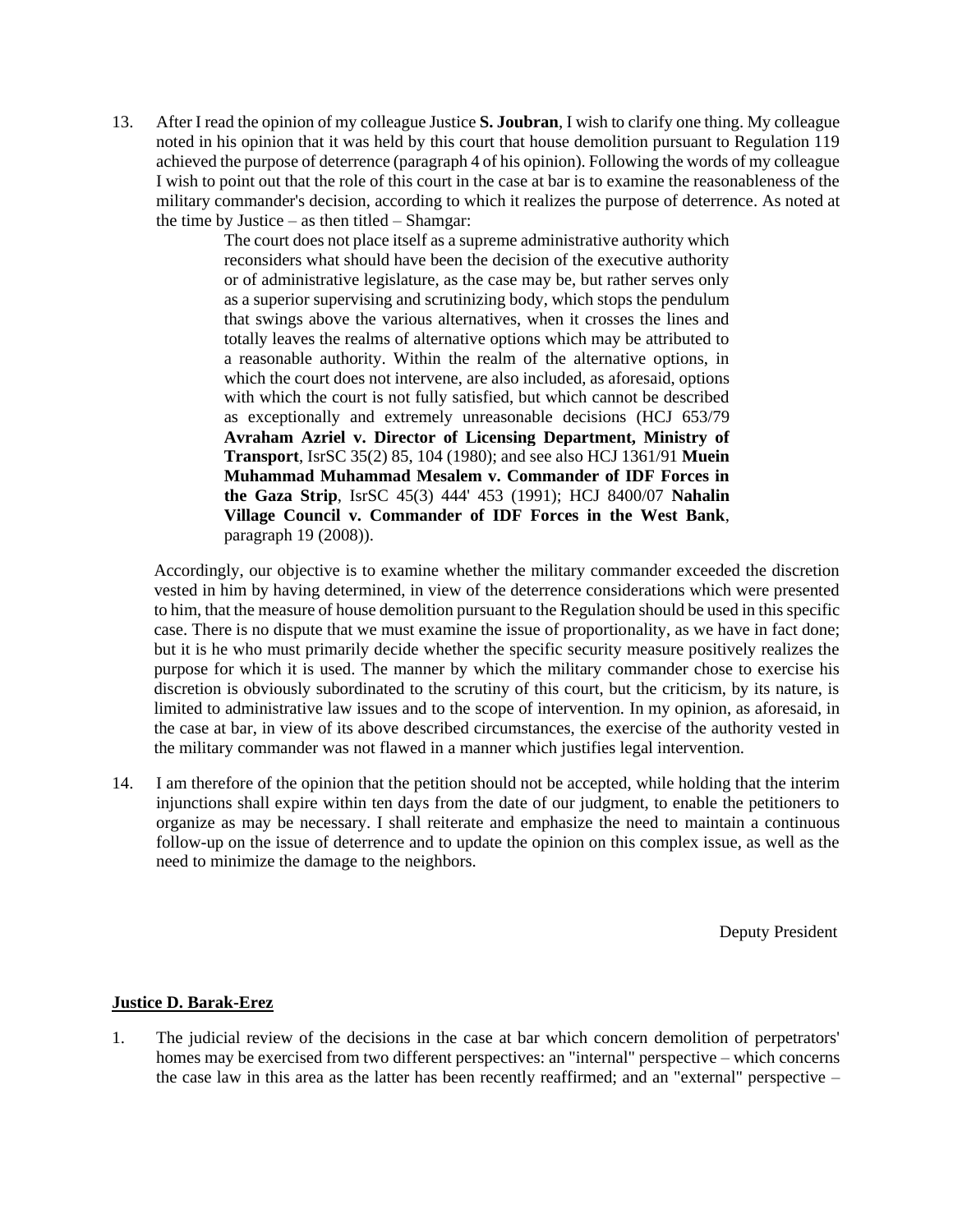13. After I read the opinion of my colleague Justice **S. Joubran**, I wish to clarify one thing. My colleague noted in his opinion that it was held by this court that house demolition pursuant to Regulation 119 achieved the purpose of deterrence (paragraph 4 of his opinion). Following the words of my colleague I wish to point out that the role of this court in the case at bar is to examine the reasonableness of the military commander's decision, according to which it realizes the purpose of deterrence. As noted at the time by Justice – as then titled – Shamgar:

> The court does not place itself as a supreme administrative authority which reconsiders what should have been the decision of the executive authority or of administrative legislature, as the case may be, but rather serves only as a superior supervising and scrutinizing body, which stops the pendulum that swings above the various alternatives, when it crosses the lines and totally leaves the realms of alternative options which may be attributed to a reasonable authority. Within the realm of the alternative options, in which the court does not intervene, are also included, as aforesaid, options with which the court is not fully satisfied, but which cannot be described as exceptionally and extremely unreasonable decisions (HCJ 653/79 **Avraham Azriel v. Director of Licensing Department, Ministry of Transport**, IsrSC 35(2) 85, 104 (1980); and see also HCJ 1361/91 **Muein Muhammad Muhammad Mesalem v. Commander of IDF Forces in the Gaza Strip**, IsrSC 45(3) 444' 453 (1991); HCJ 8400/07 **Nahalin Village Council v. Commander of IDF Forces in the West Bank**, paragraph 19 (2008)).

Accordingly, our objective is to examine whether the military commander exceeded the discretion vested in him by having determined, in view of the deterrence considerations which were presented to him, that the measure of house demolition pursuant to the Regulation should be used in this specific case. There is no dispute that we must examine the issue of proportionality, as we have in fact done; but it is he who must primarily decide whether the specific security measure positively realizes the purpose for which it is used. The manner by which the military commander chose to exercise his discretion is obviously subordinated to the scrutiny of this court, but the criticism, by its nature, is limited to administrative law issues and to the scope of intervention. In my opinion, as aforesaid, in the case at bar, in view of its above described circumstances, the exercise of the authority vested in the military commander was not flawed in a manner which justifies legal intervention.

14. I am therefore of the opinion that the petition should not be accepted, while holding that the interim injunctions shall expire within ten days from the date of our judgment, to enable the petitioners to organize as may be necessary. I shall reiterate and emphasize the need to maintain a continuous follow-up on the issue of deterrence and to update the opinion on this complex issue, as well as the need to minimize the damage to the neighbors.

Deputy President

**Justice D. Barak-Erez**

1. The judicial review of the decisions in the case at bar which concern demolition of perpetrators' homes may be exercised from two different perspectives: an "internal" perspective – which concerns the case law in this area as the latter has been recently reaffirmed; and an "external" perspective –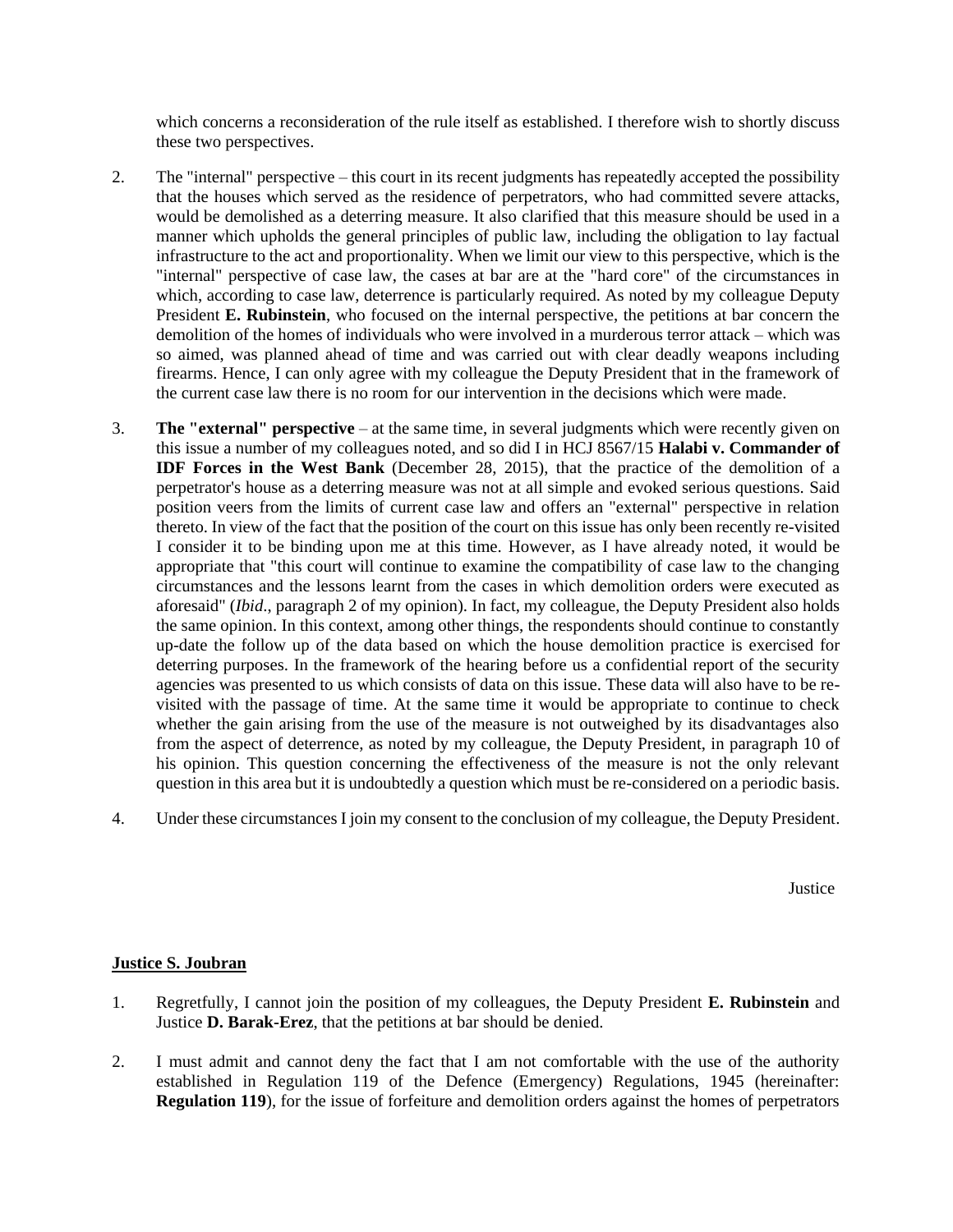which concerns a reconsideration of the rule itself as established. I therefore wish to shortly discuss these two perspectives.

2. The "internal" perspective – this court in its recent judgments has repeatedly accepted the possibility that the houses which served as the residence of perpetrators, who had committed severe attacks, would be demolished as a deterring measure. It also clarified that this measure should be used in a manner which upholds the general principles of public law, including the obligation to lay factual infrastructure to the act and proportionality. When we limit our view to this perspective, which is the "internal" perspective of case law, the cases at bar are at the "hard core" of the circumstances in which, according to case law, deterrence is particularly required. As noted by my colleague Deputy President **E. Rubinstein**, who focused on the internal perspective, the petitions at bar concern the demolition of the homes of individuals who were involved in a murderous terror attack – which was so aimed, was planned ahead of time and was carried out with clear deadly weapons including firearms. Hence, I can only agree with my colleague the Deputy President that in the framework of the current case law there is no room for our intervention in the decisions which were made.

3. **The "external" perspective** – at the same time, in several judgments which were recently given on this issue a number of my colleagues noted, and so did I in HCJ 8567/15 **Halabi v. Commander of IDF Forces in the West Bank** (December 28, 2015), that the practice of the demolition of a perpetrator's house as a deterring measure was not at all simple and evoked serious questions. Said position veers from the limits of current case law and offers an "external" perspective in relation thereto. In view of the fact that the position of the court on this issue has only been recently re-visited I consider it to be binding upon me at this time. However, as I have already noted, it would be appropriate that "this court will continue to examine the compatibility of case law to the changing circumstances and the lessons learnt from the cases in which demolition orders were executed as aforesaid" (*Ibid*., paragraph 2 of my opinion). In fact, my colleague, the Deputy President also holds the same opinion. In this context, among other things, the respondents should continue to constantly up-date the follow up of the data based on which the house demolition practice is exercised for deterring purposes. In the framework of the hearing before us a confidential report of the security agencies was presented to us which consists of data on this issue. These data will also have to be re-visited with the passage of time. At the same time it would be appropriate to continue to check whether the gain arising from the use of the measure is not outweighed by its disadvantages also from the aspect of deterrence, as noted by my colleague, the Deputy President, in paragraph 10 of his opinion. This question concerning the effectiveness of the measure is not the only relevant question in this area but it is undoubtedly a question which must be re-considered on a periodic basis.

4. Under these circumstances I join my consent to the conclusion of my colleague, the Deputy President.

Justice

**Justice S. Joubran**

1. Regretfully, I cannot join the position of my colleagues, the Deputy President **E. Rubinstein** and Justice **D. Barak-Erez**, that the petitions at bar should be denied.

2. I must admit and cannot deny the fact that I am not comfortable with the use of the authority established in Regulation 119 of the Defence (Emergency) Regulations, 1945 (hereinafter: **Regulation 119**), for the issue of forfeiture and demolition orders against the homes of perpetrators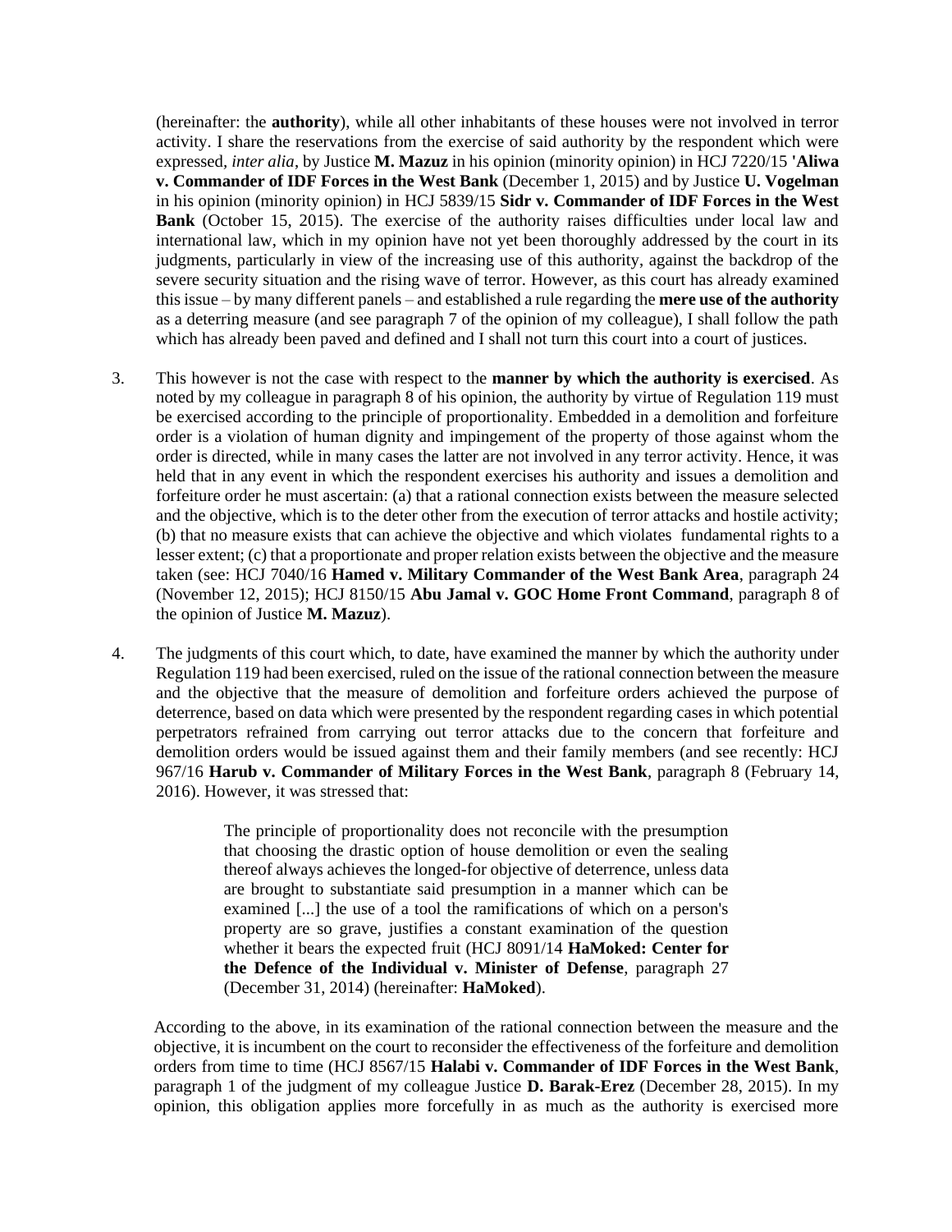(hereinafter: the **authority**), while all other inhabitants of these houses were not involved in terror activity. I share the reservations from the exercise of said authority by the respondent which were expressed, *inter alia*, by Justice **M. Mazuz** in his opinion (minority opinion) in HCJ 7220/15 **'Aliwa v. Commander of IDF Forces in the West Bank** (December 1, 2015) and by Justice **U. Vogelman** in his opinion (minority opinion) in HCJ 5839/15 **Sidr v. Commander of IDF Forces in the West Bank** (October 15, 2015). The exercise of the authority raises difficulties under local law and international law, which in my opinion have not yet been thoroughly addressed by the court in its judgments, particularly in view of the increasing use of this authority, against the backdrop of the severe security situation and the rising wave of terror. However, as this court has already examined this issue – by many different panels – and established a rule regarding the **mere use of the authority** as a deterring measure (and see paragraph 7 of the opinion of my colleague), I shall follow the path which has already been paved and defined and I shall not turn this court into a court of justices.

3. This however is not the case with respect to the **manner by which the authority is exercised**. As noted by my colleague in paragraph 8 of his opinion, the authority by virtue of Regulation 119 must be exercised according to the principle of proportionality. Embedded in a demolition and forfeiture order is a violation of human dignity and impingement of the property of those against whom the order is directed, while in many cases the latter are not involved in any terror activity. Hence, it was held that in any event in which the respondent exercises his authority and issues a demolition and forfeiture order he must ascertain: (a) that a rational connection exists between the measure selected and the objective, which is to the deter other from the execution of terror attacks and hostile activity; (b) that no measure exists that can achieve the objective and which violates fundamental rights to a lesser extent; (c) that a proportionate and proper relation exists between the objective and the measure taken (see: HCJ 7040/16 **Hamed v. Military Commander of the West Bank Area**, paragraph 24 (November 12, 2015); HCJ 8150/15 **Abu Jamal v. GOC Home Front Command**, paragraph 8 of the opinion of Justice **M. Mazuz**).

4. The judgments of this court which, to date, have examined the manner by which the authority under Regulation 119 had been exercised, ruled on the issue of the rational connection between the measure and the objective that the measure of demolition and forfeiture orders achieved the purpose of deterrence, based on data which were presented by the respondent regarding cases in which potential perpetrators refrained from carrying out terror attacks due to the concern that forfeiture and demolition orders would be issued against them and their family members (and see recently: HCJ 967/16 **Harub v. Commander of Military Forces in the West Bank**, paragraph 8 (February 14, 2016). However, it was stressed that:

> The principle of proportionality does not reconcile with the presumption that choosing the drastic option of house demolition or even the sealing thereof always achieves the longed-for objective of deterrence, unless data are brought to substantiate said presumption in a manner which can be examined [...] the use of a tool the ramifications of which on a person's property are so grave, justifies a constant examination of the question whether it bears the expected fruit (HCJ 8091/14 **HaMoked: Center for the Defence of the Individual v. Minister of Defense**, paragraph 27 (December 31, 2014) (hereinafter: **HaMoked**).

According to the above, in its examination of the rational connection between the measure and the objective, it is incumbent on the court to reconsider the effectiveness of the forfeiture and demolition orders from time to time (HCJ 8567/15 **Halabi v. Commander of IDF Forces in the West Bank**, paragraph 1 of the judgment of my colleague Justice **D. Barak-Erez** (December 28, 2015). In my opinion, this obligation applies more forcefully in as much as the authority is exercised more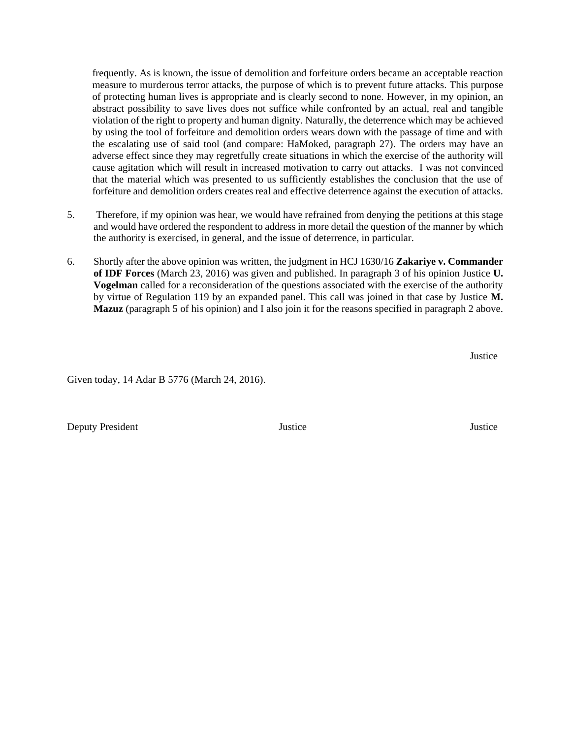frequently. As is known, the issue of demolition and forfeiture orders became an acceptable reaction measure to murderous terror attacks, the purpose of which is to prevent future attacks. This purpose of protecting human lives is appropriate and is clearly second to none. However, in my opinion, an abstract possibility to save lives does not suffice while confronted by an actual, real and tangible violation of the right to property and human dignity. Naturally, the deterrence which may be achieved by using the tool of forfeiture and demolition orders wears down with the passage of time and with the escalating use of said tool (and compare: HaMoked, paragraph 27). The orders may have an adverse effect since they may regretfully create situations in which the exercise of the authority will cause agitation which will result in increased motivation to carry out attacks. I was not convinced that the material which was presented to us sufficiently establishes the conclusion that the use of forfeiture and demolition orders creates real and effective deterrence against the execution of attacks.

5. Therefore, if my opinion was hear, we would have refrained from denying the petitions at this stage and would have ordered the respondent to address in more detail the question of the manner by which the authority is exercised, in general, and the issue of deterrence, in particular.

6. Shortly after the above opinion was written, the judgment in HCJ 1630/16 **Zakariye v. Commander of IDF Forces** (March 23, 2016) was given and published. In paragraph 3 of his opinion Justice **U. Vogelman** called for a reconsideration of the questions associated with the exercise of the authority by virtue of Regulation 119 by an expanded panel. This call was joined in that case by Justice **M. Mazuz** (paragraph 5 of his opinion) and I also join it for the reasons specified in paragraph 2 above.

Justice

Given today, 14 Adar B 5776 (March 24, 2016).

Deputy President Justice Justice